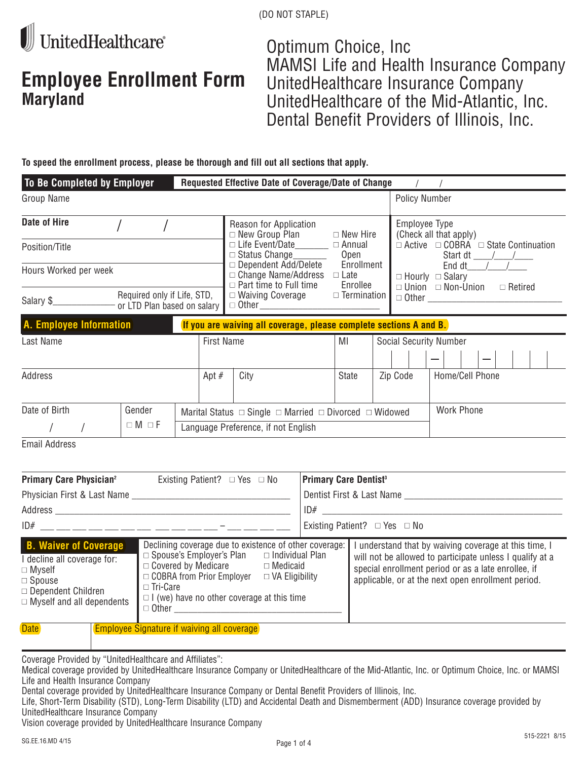(DO NOT STAPLE)

UnitedHealthcare

# Employee Enrollment Form
## Maryland

Optimum Choice, Inc
MAMSI Life and Health Insurance Company
UnitedHealthcare Insurance Company
UnitedHealthcare of the Mid-Atlantic, Inc.
Dental Benefit Providers of Illinois, Inc.

**To speed the enrollment process, please be thorough and fill out all sections that apply.**

### To Be Completed by Employer

**Requested Effective Date of Coverage/Date of Change** ___/___/___

Group Name

Policy Number

**Date of Hire** ___/___/___

Position/Title

Hours Worked per week

Salary $__________ Required only if Life, STD, or LTD Plan based on salary

Reason for Application
- ☐ New Group Plan
- ☐ Life Event/Date_______
- ☐ Status Change_______
- ☐ Dependent Add/Delete
- ☐ Change Name/Address
- ☐ Part time to Full time
- ☐ Waiving Coverage
- ☐ Other __________
- ☐ New Hire
- ☐ Annual Open Enrollment
- ☐ Late Enrollee
- ☐ Termination

Employee Type (Check all that apply)
- ☐ Active ☐ COBRA ☐ State Continuation
  Start dt ___/___/____
  End dt___/___/____
- ☐ Hourly ☐ Salary
- ☐ Union ☐ Non-Union ☐ Retired
- ☐ Other __________

### A. Employee Information

**If you are waiving all coverage, please complete sections A and B.**

| Last Name | First Name | MI | Social Security Number |
|---|---|---|---|
| | | | ___ ___ ___ – ___ ___ – ___ ___ ___ ___ |

| Address | Apt # | City | State | Zip Code | Home/Cell Phone |
|---|---|---|---|---|---|
| | | | | | |

| Date of Birth | Gender | Marital Status ☐ Single ☐ Married ☐ Divorced ☐ Widowed | Work Phone |
|---|---|---|---|
| ___/___/___ | ☐ M ☐ F | Language Preference, if not English | |

Email Address

**Primary Care Physician**[2] Existing Patient? ☐ Yes ☐ No

Physician First & Last Name ______________________________

Address ______________________________

ID# ___ ___ ___ ___ ___ ___ ___ ___ ___ ___ ___ ___ – ___ ___ ___ ___

**Primary Care Dentist**[3]

Dentist First & Last Name ______________________________

ID# ______________________________

Existing Patient? ☐ Yes ☐ No

### B. Waiver of Coverage

I decline all coverage for:
- ☐ Myself
- ☐ Spouse
- ☐ Dependent Children
- ☐ Myself and all dependents

Declining coverage due to existence of other coverage:
- ☐ Spouse's Employer's Plan
- ☐ Individual Plan
- ☐ Covered by Medicare
- ☐ Medicaid
- ☐ COBRA from Prior Employer
- ☐ VA Eligibility
- ☐ Tri-Care
- ☐ I (we) have no other coverage at this time
- ☐ Other __________

I understand that by waiving coverage at this time, I will not be allowed to participate unless I qualify at a special enrollment period or as a late enrollee, if applicable, or at the next open enrollment period.

| Date | Employee Signature if waiving all coverage |
|---|---|
| | |

Coverage Provided by "UnitedHealthcare and Affiliates":
Medical coverage provided by UnitedHealthcare Insurance Company or UnitedHealthcare of the Mid-Atlantic, Inc. or Optimum Choice, Inc. or MAMSI Life and Health Insurance Company
Dental coverage provided by UnitedHealthcare Insurance Company or Dental Benefit Providers of Illinois, Inc.
Life, Short-Term Disability (STD), Long-Term Disability (LTD) and Accidental Death and Dismemberment (ADD) Insurance coverage provided by UnitedHealthcare Insurance Company
Vision coverage provided by UnitedHealthcare Insurance Company

SG.EE.16.MD 4/15

515-2221 8/15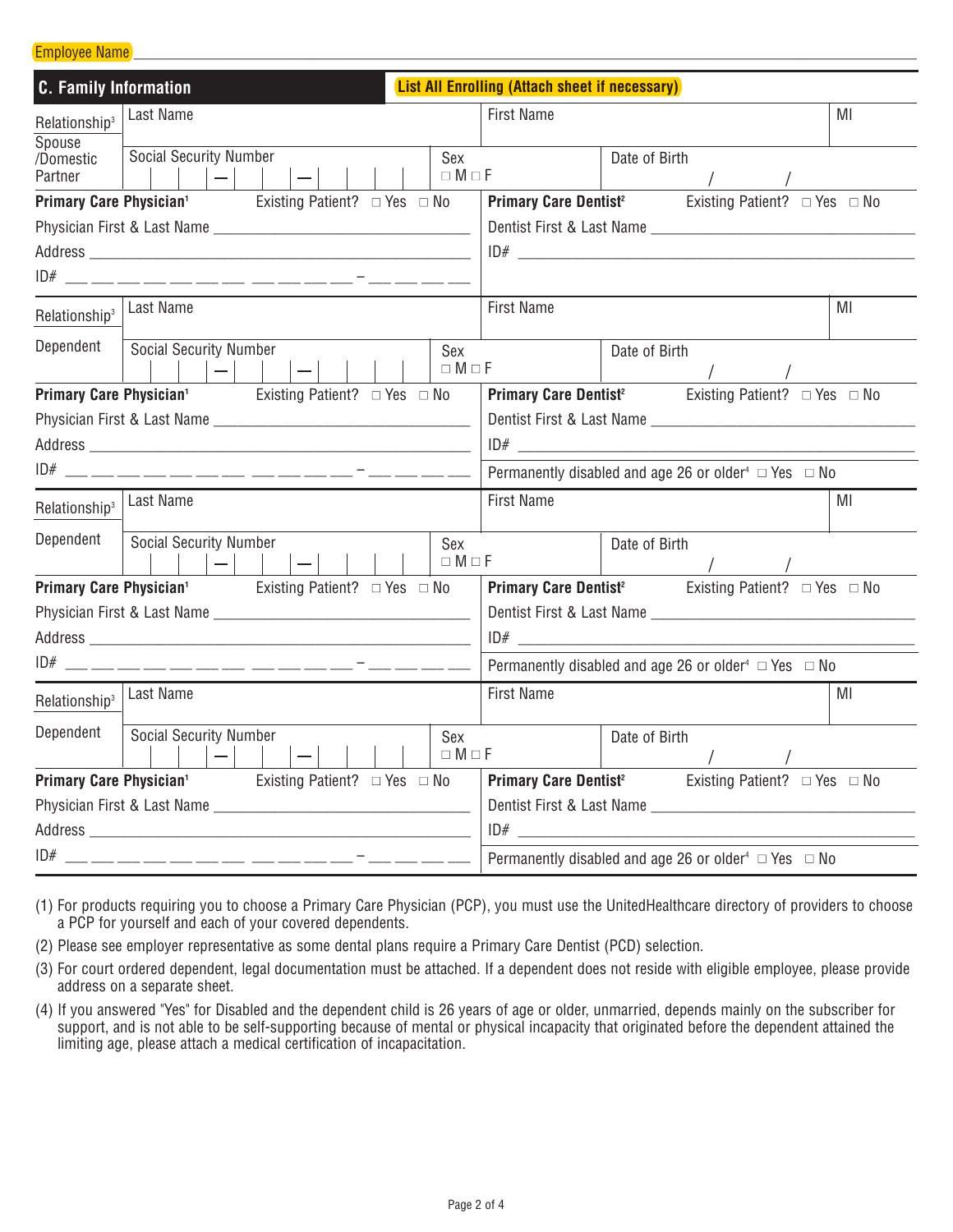Employee Name ______________________________________________

## C. Family Information

**List All Enrolling (Attach sheet if necessary)**

| Relationship[3] | Last Name | | First Name | | MI |
|---|---|---|---|---|---|
| Spouse /Domestic Partner | Social Security Number ___ ___ ___ — ___ ___ — ___ ___ ___ ___ | Sex ☐ M ☐ F | Date of Birth / / | | |

**Primary Care Physician[1]** Existing Patient? ☐ Yes ☐ No

Physician First & Last Name ______________________

Address ______________________

ID# ___ ___ ___ ___ ___ ___ ___ ___ ___ ___ ___ – ___ ___ ___ ___

**Primary Care Dentist[2]** Existing Patient? ☐ Yes ☐ No

Dentist First & Last Name ______________________

ID# ______________________

| Relationship[3] | Last Name | | First Name | | MI |
|---|---|---|---|---|---|
| Dependent | Social Security Number ___ ___ ___ — ___ ___ — ___ ___ ___ ___ | Sex ☐ M ☐ F | Date of Birth / / | | |

**Primary Care Physician[1]** Existing Patient? ☐ Yes ☐ No

Physician First & Last Name ______________________

Address ______________________

ID# ___ ___ ___ ___ ___ ___ ___ ___ ___ ___ ___ – ___ ___ ___ ___

**Primary Care Dentist[2]** Existing Patient? ☐ Yes ☐ No

Dentist First & Last Name ______________________

ID# ______________________

Permanently disabled and age 26 or older[4] ☐ Yes ☐ No

| Relationship[3] | Last Name | | First Name | | MI |
|---|---|---|---|---|---|
| Dependent | Social Security Number ___ ___ ___ — ___ ___ — ___ ___ ___ ___ | Sex ☐ M ☐ F | Date of Birth / / | | |

**Primary Care Physician[1]** Existing Patient? ☐ Yes ☐ No

Physician First & Last Name ______________________

Address ______________________

ID# ___ ___ ___ ___ ___ ___ ___ ___ ___ ___ ___ – ___ ___ ___ ___

**Primary Care Dentist[2]** Existing Patient? ☐ Yes ☐ No

Dentist First & Last Name ______________________

ID# ______________________

Permanently disabled and age 26 or older[4] ☐ Yes ☐ No

| Relationship[3] | Last Name | | First Name | | MI |
|---|---|---|---|---|---|
| Dependent | Social Security Number ___ ___ ___ — ___ ___ — ___ ___ ___ ___ | Sex ☐ M ☐ F | Date of Birth / / | | |

**Primary Care Physician[1]** Existing Patient? ☐ Yes ☐ No

Physician First & Last Name ______________________

Address ______________________

ID# ___ ___ ___ ___ ___ ___ ___ ___ ___ ___ ___ – ___ ___ ___ ___

**Primary Care Dentist[2]** Existing Patient? ☐ Yes ☐ No

Dentist First & Last Name ______________________

ID# ______________________

Permanently disabled and age 26 or older[4] ☐ Yes ☐ No

(1) For products requiring you to choose a Primary Care Physician (PCP), you must use the UnitedHealthcare directory of providers to choose a PCP for yourself and each of your covered dependents.

(2) Please see employer representative as some dental plans require a Primary Care Dentist (PCD) selection.

(3) For court ordered dependent, legal documentation must be attached. If a dependent does not reside with eligible employee, please provide address on a separate sheet.

(4) If you answered "Yes" for Disabled and the dependent child is 26 years of age or older, unmarried, depends mainly on the subscriber for support, and is not able to be self-supporting because of mental or physical incapacity that originated before the dependent attained the limiting age, please attach a medical certification of incapacitation.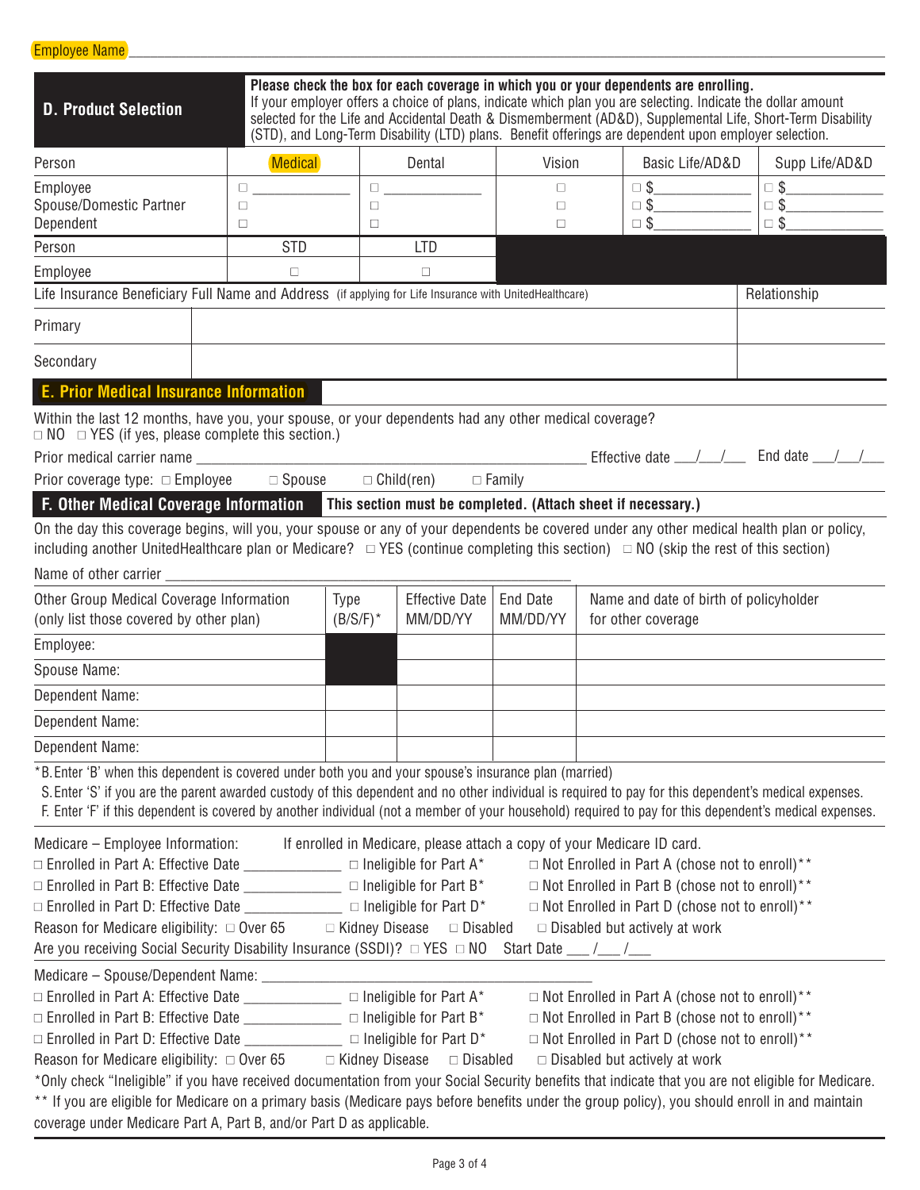Employee Name ___________________________________________

## D. Product Selection

**Please check the box for each coverage in which you or your dependents are enrolling.**
If your employer offers a choice of plans, indicate which plan you are selecting. Indicate the dollar amount selected for the Life and Accidental Death & Dismemberment (AD&D), Supplemental Life, Short-Term Disability (STD), and Long-Term Disability (LTD) plans. Benefit offerings are dependent upon employer selection.

| Person | Medical | Dental | Vision | Basic Life/AD&D | Supp Life/AD&D |
|---|---|---|---|---|---|
| Employee | ☐ ___________ | ☐ ___________ | ☐ | ☐ $___________ | ☐ $___________ |
| Spouse/Domestic Partner | ☐ | ☐ | ☐ | ☐ $___________ | ☐ $___________ |
| Dependent | ☐ | ☐ | ☐ | ☐ $___________ | ☐ $___________ |

| Person | STD | LTD |
|---|---|---|
| Employee | ☐ | ☐ |

| Life Insurance Beneficiary Full Name and Address (if applying for Life Insurance with UnitedHealthcare) | | Relationship |
|---|---|---|
| Primary | | |
| Secondary | | |

## E. Prior Medical Insurance Information

Within the last 12 months, have you, your spouse, or your dependents had any other medical coverage?
☐ NO ☐ YES (if yes, please complete this section.)

Prior medical carrier name ___________________________ Effective date ___/___/___ End date ___/___/___

Prior coverage type: ☐ Employee ☐ Spouse ☐ Child(ren) ☐ Family

## F. Other Medical Coverage Information

**This section must be completed. (Attach sheet if necessary.)**

On the day this coverage begins, will you, your spouse or any of your dependents be covered under any other medical health plan or policy, including another UnitedHealthcare plan or Medicare? ☐ YES (continue completing this section) ☐ NO (skip the rest of this section)

Name of other carrier ___________________________

| Other Group Medical Coverage Information (only list those covered by other plan) | Type (B/S/F)* | Effective Date MM/DD/YY | End Date MM/DD/YY | Name and date of birth of policyholder for other coverage |
|---|---|---|---|---|
| Employee: | | | | |
| Spouse Name: | | | | |
| Dependent Name: | | | | |
| Dependent Name: | | | | |
| Dependent Name: | | | | |

*B. Enter 'B' when this dependent is covered under both you and your spouse's insurance plan (married)
S. Enter 'S' if you are the parent awarded custody of this dependent and no other individual is required to pay for this dependent's medical expenses.
F. Enter 'F' if this dependent is covered by another individual (not a member of your household) required to pay for this dependent's medical expenses.

Medicare – Employee Information: If enrolled in Medicare, please attach a copy of your Medicare ID card.

☐ Enrolled in Part A: Effective Date ___________ ☐ Ineligible for Part A* ☐ Not Enrolled in Part A (chose not to enroll)**
☐ Enrolled in Part B: Effective Date ___________ ☐ Ineligible for Part B* ☐ Not Enrolled in Part B (chose not to enroll)**
☐ Enrolled in Part D: Effective Date ___________ ☐ Ineligible for Part D* ☐ Not Enrolled in Part D (chose not to enroll)**

Reason for Medicare eligibility: ☐ Over 65 ☐ Kidney Disease ☐ Disabled ☐ Disabled but actively at work

Are you receiving Social Security Disability Insurance (SSDI)? ☐ YES ☐ NO Start Date ___/___/___

Medicare – Spouse/Dependent Name: ___________________________

☐ Enrolled in Part A: Effective Date ___________ ☐ Ineligible for Part A* ☐ Not Enrolled in Part A (chose not to enroll)**
☐ Enrolled in Part B: Effective Date ___________ ☐ Ineligible for Part B* ☐ Not Enrolled in Part B (chose not to enroll)**
☐ Enrolled in Part D: Effective Date ___________ ☐ Ineligible for Part D* ☐ Not Enrolled in Part D (chose not to enroll)**

Reason for Medicare eligibility: ☐ Over 65 ☐ Kidney Disease ☐ Disabled ☐ Disabled but actively at work

*Only check "Ineligible" if you have received documentation from your Social Security benefits that indicate that you are not eligible for Medicare.

** If you are eligible for Medicare on a primary basis (Medicare pays before benefits under the group policy), you should enroll in and maintain coverage under Medicare Part A, Part B, and/or Part D as applicable.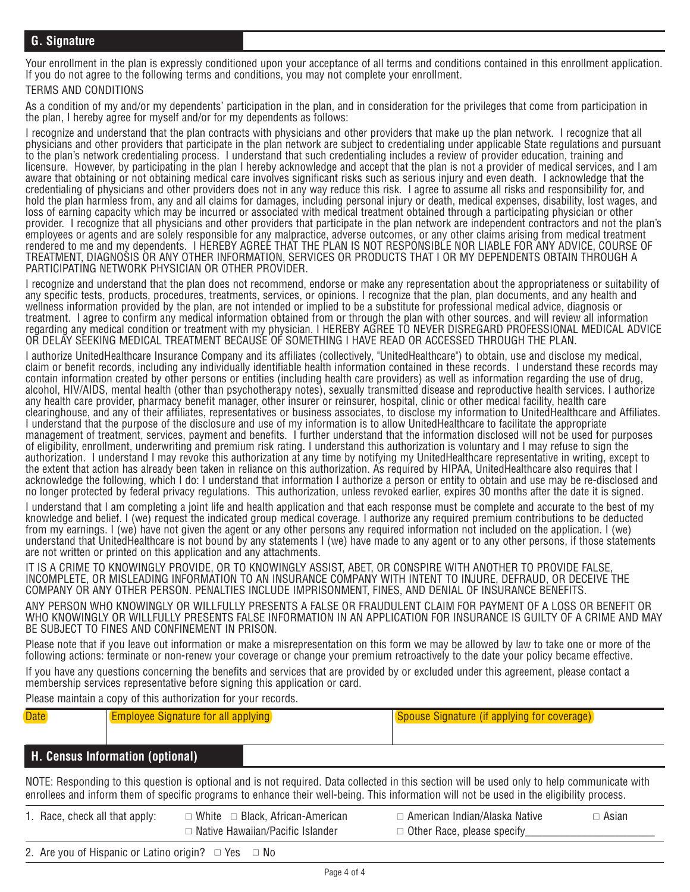## G. Signature

Your enrollment in the plan is expressly conditioned upon your acceptance of all terms and conditions contained in this enrollment application. If you do not agree to the following terms and conditions, you may not complete your enrollment.

TERMS AND CONDITIONS

As a condition of my and/or my dependents' participation in the plan, and in consideration for the privileges that come from participation in the plan, I hereby agree for myself and/or for my dependents as follows:

I recognize and understand that the plan contracts with physicians and other providers that make up the plan network. I recognize that all physicians and other providers that participate in the plan network are subject to credentialing under applicable State regulations and pursuant to the plan's network credentialing process. I understand that such credentialing includes a review of provider education, training and licensure. However, by participating in the plan I hereby acknowledge and accept that the plan is not a provider of medical services, and I am aware that obtaining or not obtaining medical care involves significant risks such as serious injury and even death. I acknowledge that the credentialing of physicians and other providers does not in any way reduce this risk. I agree to assume all risks and responsibility for, and hold the plan harmless from, any and all claims for damages, including personal injury or death, medical expenses, disability, lost wages, and loss of earning capacity which may be incurred or associated with medical treatment obtained through a participating physician or other provider. I recognize that all physicians and other providers that participate in the plan network are independent contractors and not the plan's employees or agents and are solely responsible for any malpractice, adverse outcomes, or any other claims arising from medical treatment rendered to me and my dependents. I HEREBY AGREE THAT THE PLAN IS NOT RESPONSIBLE NOR LIABLE FOR ANY ADVICE, COURSE OF TREATMENT, DIAGNOSIS OR ANY OTHER INFORMATION, SERVICES OR PRODUCTS THAT I OR MY DEPENDENTS OBTAIN THROUGH A PARTICIPATING NETWORK PHYSICIAN OR OTHER PROVIDER.

I recognize and understand that the plan does not recommend, endorse or make any representation about the appropriateness or suitability of any specific tests, products, procedures, treatments, services, or opinions. I recognize that the plan, plan documents, and any health and wellness information provided by the plan, are not intended or implied to be a substitute for professional medical advice, diagnosis or treatment. I agree to confirm any medical information obtained from or through the plan with other sources, and will review all information regarding any medical condition or treatment with my physician. I HEREBY AGREE TO NEVER DISREGARD PROFESSIONAL MEDICAL ADVICE OR DELAY SEEKING MEDICAL TREATMENT BECAUSE OF SOMETHING I HAVE READ OR ACCESSED THROUGH THE PLAN.

I authorize UnitedHealthcare Insurance Company and its affiliates (collectively, "UnitedHealthcare") to obtain, use and disclose my medical, claim or benefit records, including any individually identifiable health information contained in these records. I understand these records may contain information created by other persons or entities (including health care providers) as well as information regarding the use of drug, alcohol, HIV/AIDS, mental health (other than psychotherapy notes), sexually transmitted disease and reproductive health services. I authorize any health care provider, pharmacy benefit manager, other insurer or reinsurer, hospital, clinic or other medical facility, health care clearinghouse, and any of their affiliates, representatives or business associates, to disclose my information to UnitedHealthcare and Affiliates. I understand that the purpose of the disclosure and use of my information is to allow UnitedHealthcare to facilitate the appropriate management of treatment, services, payment and benefits. I further understand that the information disclosed will not be used for purposes of eligibility, enrollment, underwriting and premium risk rating. I understand this authorization is voluntary and I may refuse to sign the authorization. I understand I may revoke this authorization at any time by notifying my UnitedHealthcare representative in writing, except to the extent that action has already been taken in reliance on this authorization. As required by HIPAA, UnitedHealthcare also requires that I acknowledge the following, which I do: I understand that information I authorize a person or entity to obtain and use may be re-disclosed and no longer protected by federal privacy regulations. This authorization, unless revoked earlier, expires 30 months after the date it is signed.

I understand that I am completing a joint life and health application and that each response must be complete and accurate to the best of my knowledge and belief. I (we) request the indicated group medical coverage. I authorize any required premium contributions to be deducted from my earnings. I (we) have not given the agent or any other persons any required information not included on the application. I (we) understand that UnitedHealthcare is not bound by any statements I (we) have made to any agent or to any other persons, if those statements are not written or printed on this application and any attachments.

IT IS A CRIME TO KNOWINGLY PROVIDE, OR TO KNOWINGLY ASSIST, ABET, OR CONSPIRE WITH ANOTHER TO PROVIDE FALSE, INCOMPLETE, OR MISLEADING INFORMATION TO AN INSURANCE COMPANY WITH INTENT TO INJURE, DEFRAUD, OR DECEIVE THE COMPANY OR ANY OTHER PERSON. PENALTIES INCLUDE IMPRISONMENT, FINES, AND DENIAL OF INSURANCE BENEFITS.

ANY PERSON WHO KNOWINGLY OR WILLFULLY PRESENTS A FALSE OR FRAUDULENT CLAIM FOR PAYMENT OF A LOSS OR BENEFIT OR WHO KNOWINGLY OR WILLFULLY PRESENTS FALSE INFORMATION IN AN APPLICATION FOR INSURANCE IS GUILTY OF A CRIME AND MAY BE SUBJECT TO FINES AND CONFINEMENT IN PRISON.

Please note that if you leave out information or make a misrepresentation on this form we may be allowed by law to take one or more of the following actions: terminate or non-renew your coverage or change your premium retroactively to the date your policy became effective.

If you have any questions concerning the benefits and services that are provided by or excluded under this agreement, please contact a membership services representative before signing this application or card.

Please maintain a copy of this authorization for your records.

| Date | Employee Signature for all applying | Spouse Signature (if applying for coverage) |
|---|---|---|
| | | |

## H. Census Information (optional)

NOTE: Responding to this question is optional and is not required. Data collected in this section will be used only to help communicate with enrollees and inform them of specific programs to enhance their well-being. This information will not be used in the eligibility process.

1. Race, check all that apply: ☐ White ☐ Black, African-American ☐ American Indian/Alaska Native ☐ Asian ☐ Native Hawaiian/Pacific Islander ☐ Other Race, please specify\_\_\_\_\_\_\_\_\_\_\_\_\_\_\_\_\_\_\_\_\_\_

2. Are you of Hispanic or Latino origin? ☐ Yes ☐ No